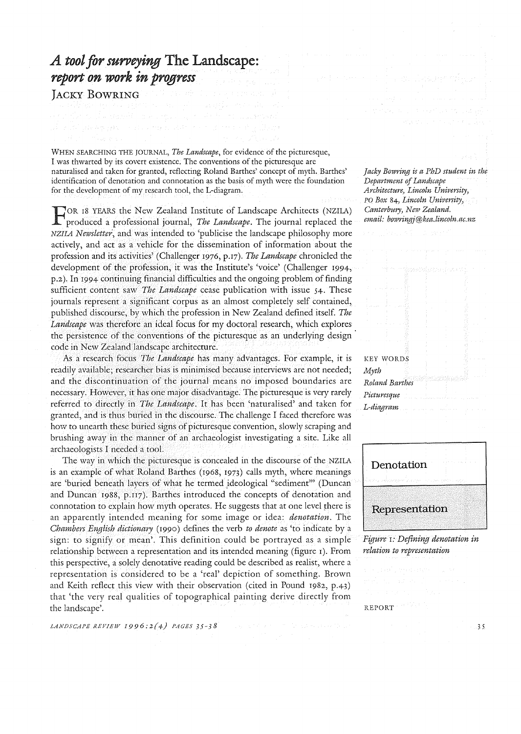# *A tool for surveying* The Landscape: *report on work in progress*

JACKY BOWRING

WHEN SEARCHING THE JOURNAL, *The Landscape*, for evidence of the picturesque, I was thwarted by its covert existence. The conventions of the picturesque are naturalised and taken for granted, reflecting Roland Barthes' concept of myth. Barthes' identification of denotation and connotation as the basis of myth were the foundation for the development of my research tool, the L-diagram.

*Jacky Bowring is a PhD student in the Department of Landscape Architecture, Lincoln University, PO Box 84, Lincoln University, Canterbury, New Zealand. email: bowringj@kea.lincoln.ac.nz*

KEY WORDS
*Myth*
*Roland Barthes*
*Picturesque*
*L-diagram*

FOR 18 YEARS the New Zealand Institute of Landscape Architects (NZILA) produced a professional journal, *The Landscape*. The journal replaced the *NZILA Newsletter*, and was intended to 'publicise the landscape philosophy more actively, and act as a vehicle for the dissemination of information about the profession and its activities' (Challenger 1976, p.17). *The Landscape* chronicled the development of the profession, it was the Institute's 'voice' (Challenger 1994, p.2). In 1994 continuing financial difficulties and the ongoing problem of finding sufficient content saw *The Landscape* cease publication with issue 54. These journals represent a significant corpus as an almost completely self contained, published discourse, by which the profession in New Zealand defined itself. *The Landscape* was therefore an ideal focus for my doctoral research, which explores the persistence of the conventions of the picturesque as an underlying design code in New Zealand landscape architecture.

As a research focus *The Landscape* has many advantages. For example, it is readily available; researcher bias is minimised because interviews are not needed; and the discontinuation of the journal means no imposed boundaries are necessary. However, it has one major disadvantage. The picturesque is very rarely referred to directly in *The Landscape*. It has been 'naturalised' and taken for granted, and is thus buried in the discourse. The challenge I faced therefore was how to unearth these buried signs of picturesque convention, slowly scraping and brushing away in the manner of an archaeologist investigating a site. Like all archaeologists I needed a tool.

The way in which the picturesque is concealed in the discourse of the NZILA is an example of what Roland Barthes (1968, 1973) calls myth, where meanings are 'buried beneath layers of what he termed ideological "sediment"' (Duncan and Duncan 1988, p.117). Barthes introduced the concepts of denotation and connotation to explain how myth operates. He suggests that at one level there is an apparently intended meaning for some image or idea: *denotation*. The *Chambers English dictionary* (1990) defines the verb *to denote* as 'to indicate by a sign: to signify or mean'. This definition could be portrayed as a simple relationship between a representation and its intended meaning (figure 1). From this perspective, a solely denotative reading could be described as realist, where a representation is considered to be a 'real' depiction of something. Brown and Keith reflect this view with their observation (cited in Pound 1982, p.43) that 'the very real qualities of topographical painting derive directly from the landscape'.

| Denotation |
|---|
| Representation |

*Figure 1: Defining denotation in relation to representation*

REPORT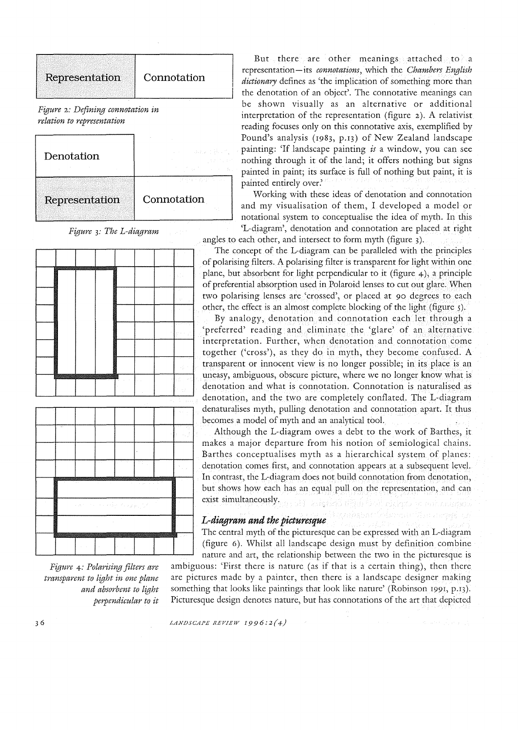| Representation | Connotation |
|---|---|

*Figure 2: Defining connotation in relation to representation*

| Denotation | |
|---|---|
| Representation | Connotation |

*Figure 3: The L-diagram*

*Figure 4: Polarising filters are transparent to light in one plane and absorbent to light perpendicular to it*

But there are other meanings attached to a representation—its *connotations*, which the *Chambers English dictionary* defines as 'the implication of something more than the denotation of an object'. The connotative meanings can be shown visually as an alternative or additional interpretation of the representation (figure 2). A relativist reading focuses only on this connotative axis, exemplified by Pound's analysis (1983, p.13) of New Zealand landscape painting: 'If landscape painting *is* a window, you can see nothing through it of the land; it offers nothing but signs painted in paint; its surface is full of nothing but paint, it is painted entirely over.'

Working with these ideas of denotation and connotation and my visualisation of them, I developed a model or notational system to conceptualise the idea of myth. In this 'L-diagram', denotation and connotation are placed at right angles to each other, and intersect to form myth (figure 3).

The concept of the L-diagram can be paralleled with the principles of polarising filters. A polarising filter is transparent for light within one plane, but absorbent for light perpendicular to it (figure 4), a principle of preferential absorption used in Polaroid lenses to cut out glare. When two polarising lenses are 'crossed', or placed at 90 degrees to each other, the effect is an almost complete blocking of the light (figure 5).

By analogy, denotation and connotation each let through a 'preferred' reading and eliminate the 'glare' of an alternative interpretation. Further, when denotation and connotation come together ('cross'), as they do in myth, they become confused. A transparent or innocent view is no longer possible; in its place is an uneasy, ambiguous, obscure picture, where we no longer know what is denotation and what is connotation. Connotation is naturalised as denotation, and the two are completely conflated. The L-diagram denaturalises myth, pulling denotation and connotation apart. It thus becomes a model of myth and an analytical tool.

Although the L-diagram owes a debt to the work of Barthes, it makes a major departure from his notion of semiological chains. Barthes conceptualises myth as a hierarchical system of planes: denotation comes first, and connotation appears at a subsequent level. In contrast, the L-diagram does not build connotation from denotation, but shows how each has an equal pull on the representation, and can exist simultaneously.

### *L-diagram and the picturesque*

The central myth of the picturesque can be expressed with an L-diagram (figure 6). Whilst all landscape design must by definition combine nature and art, the relationship between the two in the picturesque is ambiguous: 'First there is nature (as if that is a certain thing), then there are pictures made by a painter, then there is a landscape designer making something that looks like paintings that look like nature' (Robinson 1991, p.13). Picturesque design denotes nature, but has connotations of the art that depicted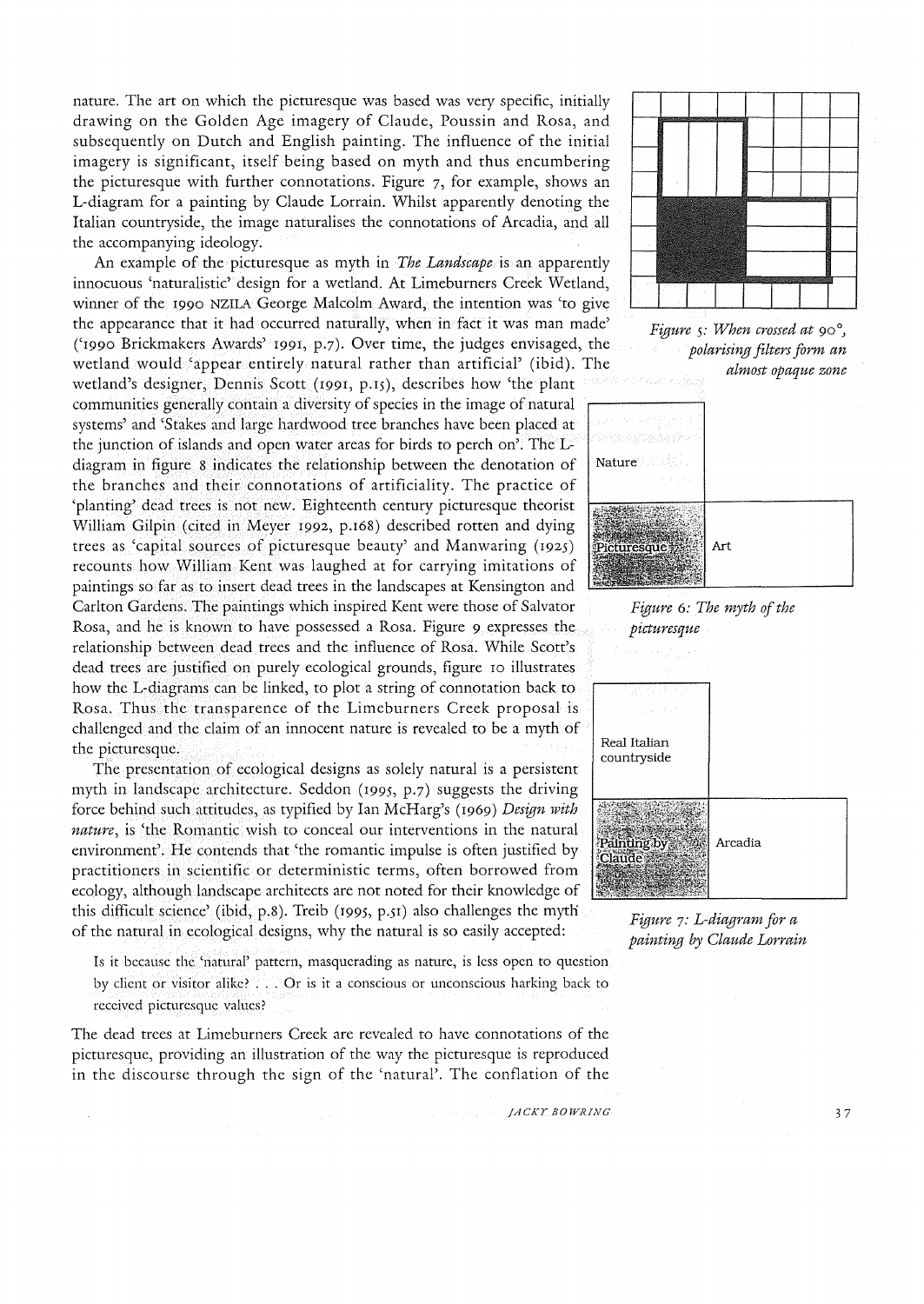nature. The art on which the picturesque was based was very specific, initially drawing on the Golden Age imagery of Claude, Poussin and Rosa, and subsequently on Dutch and English painting. The influence of the initial imagery is significant, itself being based on myth and thus encumbering the picturesque with further connotations. Figure 7, for example, shows an L-diagram for a painting by Claude Lorrain. Whilst apparently denoting the Italian countryside, the image naturalises the connotations of Arcadia, and all the accompanying ideology.

An example of the picturesque as myth in *The Landscape* is an apparently innocuous 'naturalistic' design for a wetland. At Limeburners Creek Wetland, winner of the 1990 NZILA George Malcolm Award, the intention was 'to give the appearance that it had occurred naturally, when in fact it was man made' ('1990 Brickmakers Awards' 1991, p.7). Over time, the judges envisaged, the wetland would 'appear entirely natural rather than artificial' (ibid). The wetland's designer, Dennis Scott (1991, p.15), describes how 'the plant communities generally contain a diversity of species in the image of natural systems' and 'Stakes and large hardwood tree branches have been placed at the junction of islands and open water areas for birds to perch on'. The L-diagram in figure 8 indicates the relationship between the denotation of the branches and their connotations of artificiality. The practice of 'planting' dead trees is not new. Eighteenth century picturesque theorist William Gilpin (cited in Meyer 1992, p.168) described rotten and dying trees as 'capital sources of picturesque beauty' and Manwaring (1925) recounts how William Kent was laughed at for carrying imitations of paintings so far as to insert dead trees in the landscapes at Kensington and Carlton Gardens. The paintings which inspired Kent were those of Salvator Rosa, and he is known to have possessed a Rosa. Figure 9 expresses the relationship between dead trees and the influence of Rosa. While Scott's dead trees are justified on purely ecological grounds, figure 10 illustrates how the L-diagrams can be linked, to plot a string of connotation back to Rosa. Thus the transparence of the Limeburners Creek proposal is challenged and the claim of an innocent nature is revealed to be a myth of the picturesque.

The presentation of ecological designs as solely natural is a persistent myth in landscape architecture. Seddon (1995, p.7) suggests the driving force behind such attitudes, as typified by Ian McHarg's (1969) *Design with nature*, is 'the Romantic wish to conceal our interventions in the natural environment'. He contends that 'the romantic impulse is often justified by practitioners in scientific or deterministic terms, often borrowed from ecology, although landscape architects are not noted for their knowledge of this difficult science' (ibid, p.8). Treib (1995, p.51) also challenges the myth of the natural in ecological designs, why the natural is so easily accepted:

> Is it because the 'natural' pattern, masquerading as nature, is less open to question by client or visitor alike? . . . Or is it a conscious or unconscious harking back to received picturesque values?

The dead trees at Limeburners Creek are revealed to have connotations of the picturesque, providing an illustration of the way the picturesque is reproduced in the discourse through the sign of the 'natural'. The conflation of the

*Figure 5: When crossed at 90°, polarising filters form an almost opaque zone*

Nature | Picturesque | Art

*Figure 6: The myth of the picturesque*

Real Italian countryside | Painting by Claude | Arcadia

*Figure 7: L-diagram for a painting by Claude Lorrain*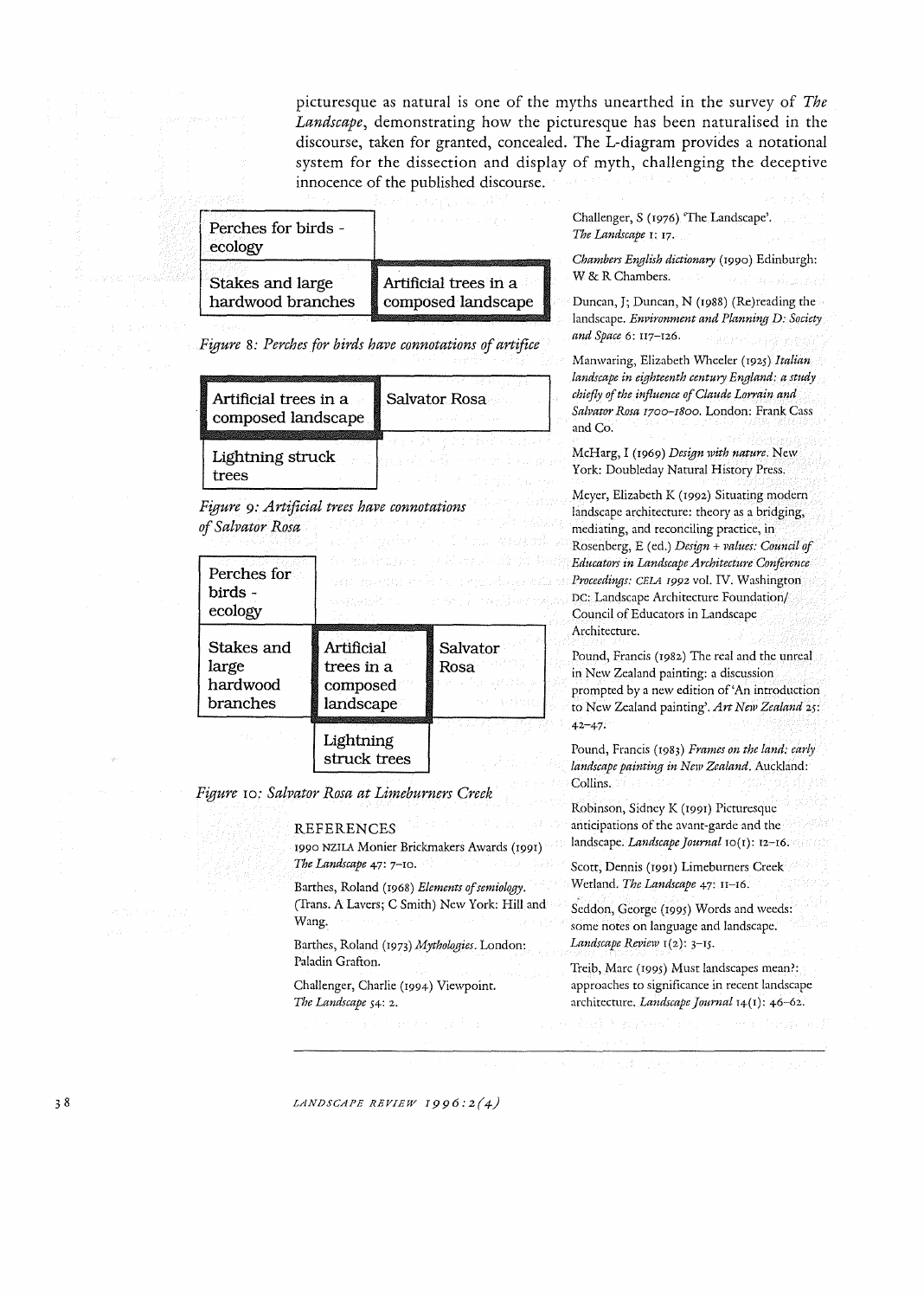picturesque as natural is one of the myths unearthed in the survey of *The Landscape*, demonstrating how the picturesque has been naturalised in the discourse, taken for granted, concealed. The L-diagram provides a notational system for the dissection and display of myth, challenging the deceptive innocence of the published discourse.

| | |
|---|---|
| Perches for birds - ecology | |
| Stakes and large hardwood branches | Artificial trees in a composed landscape |

*Figure 8: Perches for birds have connotations of artifice*

| | |
|---|---|
| Artificial trees in a composed landscape | Salvator Rosa |
| Lightning struck trees | |

*Figure 9: Artificial trees have connotations of Salvator Rosa*

| | | |
|---|---|---|
| Perches for birds - ecology | | |
| Stakes and large hardwood branches | Artificial trees in a composed landscape | Salvator Rosa |
| | Lightning struck trees | |

*Figure 10: Salvator Rosa at Limeburners Creek*

## REFERENCES

1990 NZILA Monier Brickmakers Awards (1991) *The Landscape* 47: 7–10.

Barthes, Roland (1968) *Elements of semiology*. (Trans. A Lavers; C Smith) New York: Hill and Wang.

Barthes, Roland (1973) *Mythologies*. London: Paladin Grafton.

Challenger, Charlie (1994) Viewpoint. *The Landscape* 54: 2.

Challenger, S (1976) 'The Landscape'. *The Landscape* 1: 17.

*Chambers English dictionary* (1990) Edinburgh: W & R Chambers.

Duncan, J; Duncan, N (1988) (Re)reading the landscape. *Environment and Planning D: Society and Space* 6: 117–126.

Manwaring, Elizabeth Wheeler (1925) *Italian landscape in eighteenth century England: a study chiefly of the influence of Claude Lorrain and Salvator Rosa 1700–1800*. London: Frank Cass and Co.

McHarg, I (1969) *Design with nature*. New York: Doubleday Natural History Press.

Meyer, Elizabeth K (1992) Situating modern landscape architecture: theory as a bridging, mediating, and reconciling practice, in Rosenberg, E (ed.) *Design + values: Council of Educators in Landscape Architecture Conference Proceedings: CELA 1992* vol. IV. Washington DC: Landscape Architecture Foundation/ Council of Educators in Landscape Architecture.

Pound, Francis (1982) The real and the unreal in New Zealand painting: a discussion prompted by a new edition of 'An introduction to New Zealand painting'. *Art New Zealand* 25: 42–47.

Pound, Francis (1983) *Frames on the land: early landscape painting in New Zealand*. Auckland: Collins.

Robinson, Sidney K (1991) Picturesque anticipations of the avant-garde and the landscape. *Landscape Journal* 10(1): 12–16.

Scott, Dennis (1991) Limeburners Creek Wetland. *The Landscape* 47: 11–16.

Seddon, George (1995) Words and weeds: some notes on language and landscape. *Landscape Review* 1(2): 3–15.

Treib, Marc (1995) Must landscapes mean?: approaches to significance in recent landscape architecture. *Landscape Journal* 14(1): 46–62.